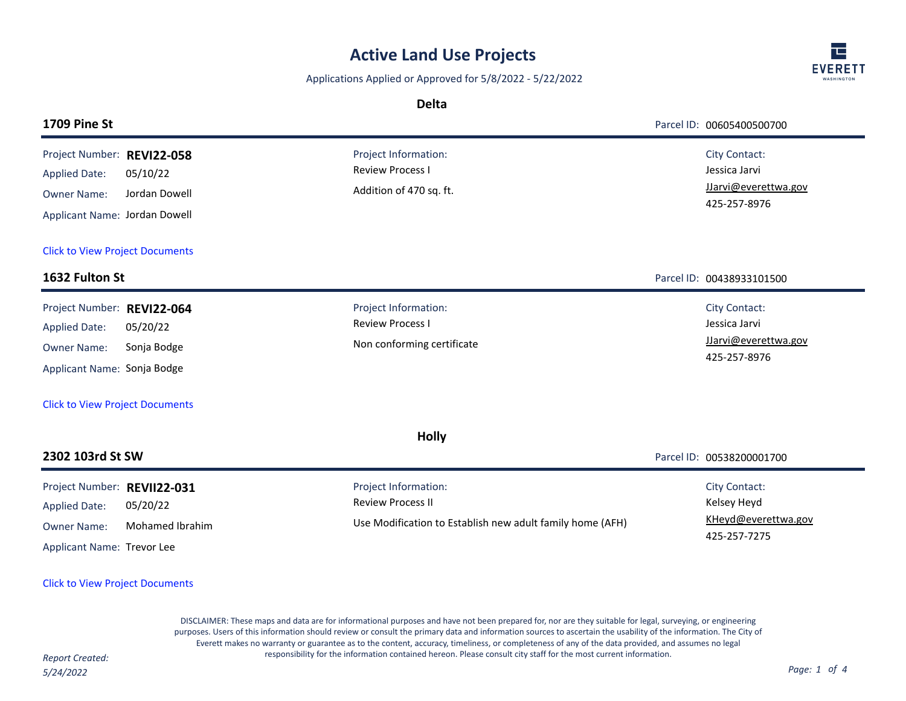# Active Land Use Projects

Applications Applied or Approved for 5/8/2022 - 5/22/2022

## Delta

### 1709 Pine St

Parcel ID: 00605400500700

Project Number: **REVI22-058**
Applied Date: 05/10/22
Owner Name: Jordan Dowell
Applicant Name: Jordan Dowell

Project Information:
Review Process I
Addition of 470 sq. ft.

City Contact:
Jessica Jarvi
JJarvi@everettwa.gov
425-257-8976

Click to View Project Documents

### 1632 Fulton St

Parcel ID: 00438933101500

Project Number: **REVI22-064**
Applied Date: 05/20/22
Owner Name: Sonja Bodge
Applicant Name: Sonja Bodge

Project Information:
Review Process I
Non conforming certificate

City Contact:
Jessica Jarvi
JJarvi@everettwa.gov
425-257-8976

Click to View Project Documents

## Holly

### 2302 103rd St SW

Parcel ID: 00538200001700

Project Number: **REVII22-031**
Applied Date: 05/20/22
Owner Name: Mohamed Ibrahim
Applicant Name: Trevor Lee

Project Information:
Review Process II
Use Modification to Establish new adult family home (AFH)

City Contact:
Kelsey Heyd
KHeyd@everettwa.gov
425-257-7275

Click to View Project Documents

DISCLAIMER: These maps and data are for informational purposes and have not been prepared for, nor are they suitable for legal, surveying, or engineering purposes. Users of this information should review or consult the primary data and information sources to ascertain the usability of the information. The City of Everett makes no warranty or guarantee as to the content, accuracy, timeliness, or completeness of any of the data provided, and assumes no legal responsibility for the information contained hereon. Please consult city staff for the most current information.

*Report Created: 5/24/2022*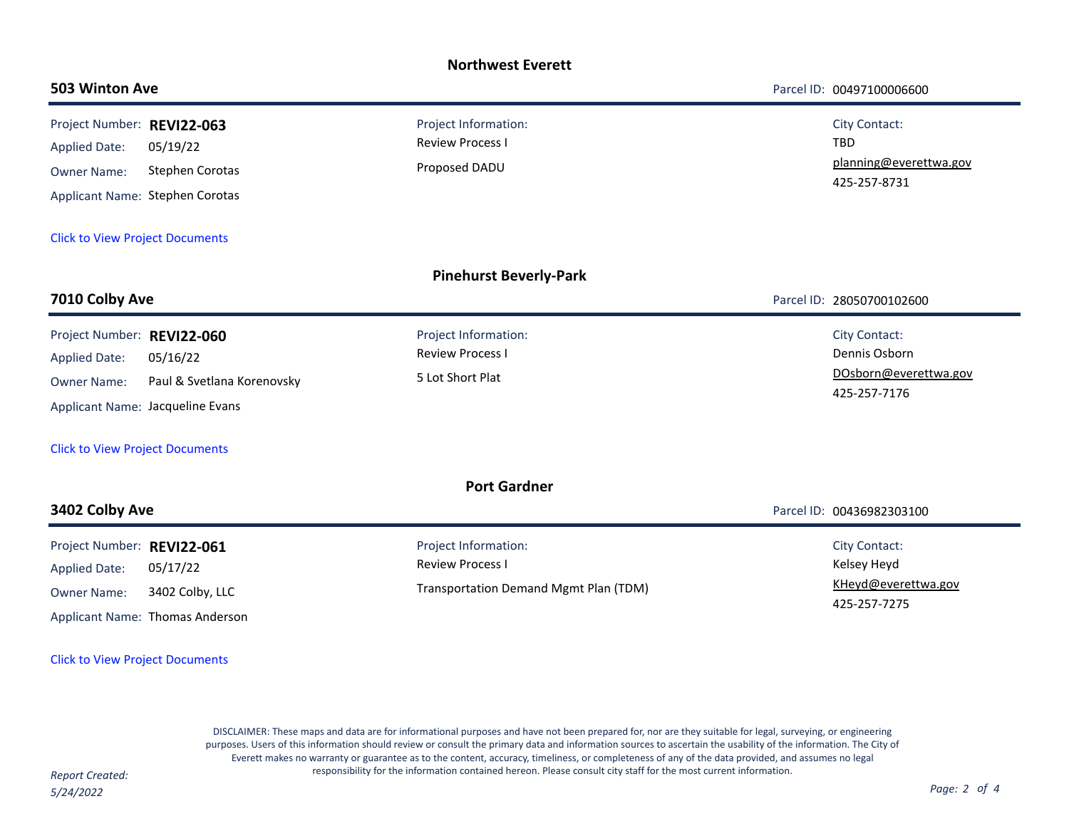## Northwest Everett

### 503 Winton Ave

Parcel ID: 00497100006600

Project Number: **REVI22-063**
Applied Date: 05/19/22
Owner Name: Stephen Corotas
Applicant Name: Stephen Corotas

Project Information:
Review Process I

Proposed DADU

City Contact:
TBD
planning@everettwa.gov
425-257-8731

Click to View Project Documents

## Pinehurst Beverly-Park

### 7010 Colby Ave

Parcel ID: 28050700102600

Project Number: **REVI22-060**
Applied Date: 05/16/22
Owner Name: Paul & Svetlana Korenovsky
Applicant Name: Jacqueline Evans

Project Information:
Review Process I

5 Lot Short Plat

City Contact:
Dennis Osborn
DOsborn@everettwa.gov
425-257-7176

Click to View Project Documents

## Port Gardner

### 3402 Colby Ave

Parcel ID: 00436982303100

Project Number: **REVI22-061**
Applied Date: 05/17/22
Owner Name: 3402 Colby, LLC
Applicant Name: Thomas Anderson

Project Information:
Review Process I

Transportation Demand Mgmt Plan (TDM)

City Contact:
Kelsey Heyd
KHeyd@everettwa.gov
425-257-7275

Click to View Project Documents

DISCLAIMER: These maps and data are for informational purposes and have not been prepared for, nor are they suitable for legal, surveying, or engineering purposes. Users of this information should review or consult the primary data and information sources to ascertain the usability of the information. The City of Everett makes no warranty or guarantee as to the content, accuracy, timeliness, or completeness of any of the data provided, and assumes no legal responsibility for the information contained hereon. Please consult city staff for the most current information.

*Report Created: 5/24/2022*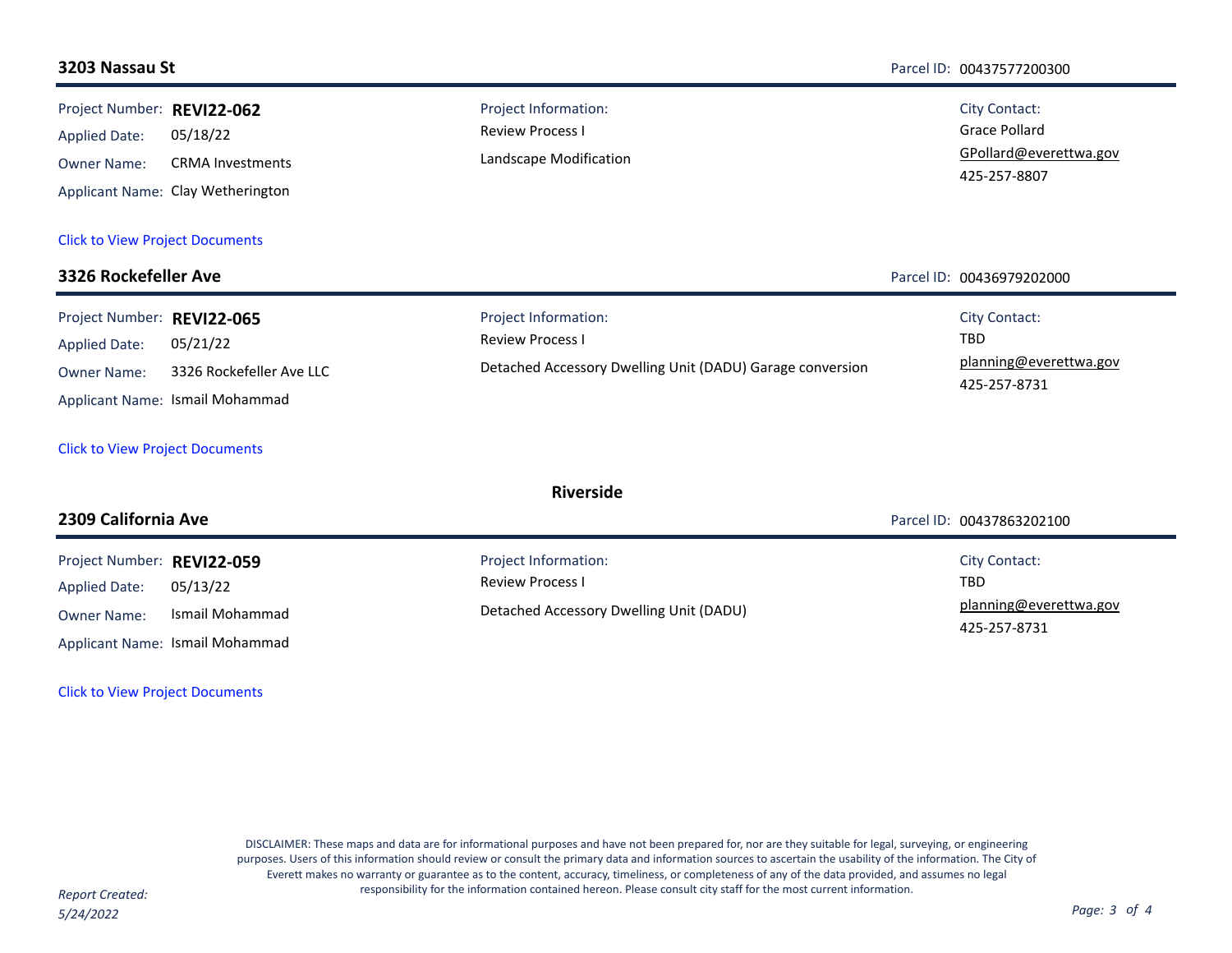## 3203 Nassau St

Parcel ID: 00437577200300

Project Number: **REVI22-062**
Applied Date: 05/18/22
Owner Name: CRMA Investments
Applicant Name: Clay Wetherington

Project Information:
Review Process I
Landscape Modification

City Contact:
Grace Pollard
GPollard@everettwa.gov
425-257-8807

Click to View Project Documents

## 3326 Rockefeller Ave

Parcel ID: 00436979202000

Project Number: **REVI22-065**
Applied Date: 05/21/22
Owner Name: 3326 Rockefeller Ave LLC
Applicant Name: Ismail Mohammad

Project Information:
Review Process I
Detached Accessory Dwelling Unit (DADU) Garage conversion

City Contact:
TBD
planning@everettwa.gov
425-257-8731

Click to View Project Documents

# Riverside

## 2309 California Ave

Parcel ID: 00437863202100

Project Number: **REVI22-059**
Applied Date: 05/13/22
Owner Name: Ismail Mohammad
Applicant Name: Ismail Mohammad

Project Information:
Review Process I
Detached Accessory Dwelling Unit (DADU)

City Contact:
TBD
planning@everettwa.gov
425-257-8731

Click to View Project Documents

DISCLAIMER: These maps and data are for informational purposes and have not been prepared for, nor are they suitable for legal, surveying, or engineering purposes. Users of this information should review or consult the primary data and information sources to ascertain the usability of the information. The City of Everett makes no warranty or guarantee as to the content, accuracy, timeliness, or completeness of any of the data provided, and assumes no legal responsibility for the information contained hereon. Please consult city staff for the most current information.

*Report Created: 5/24/2022*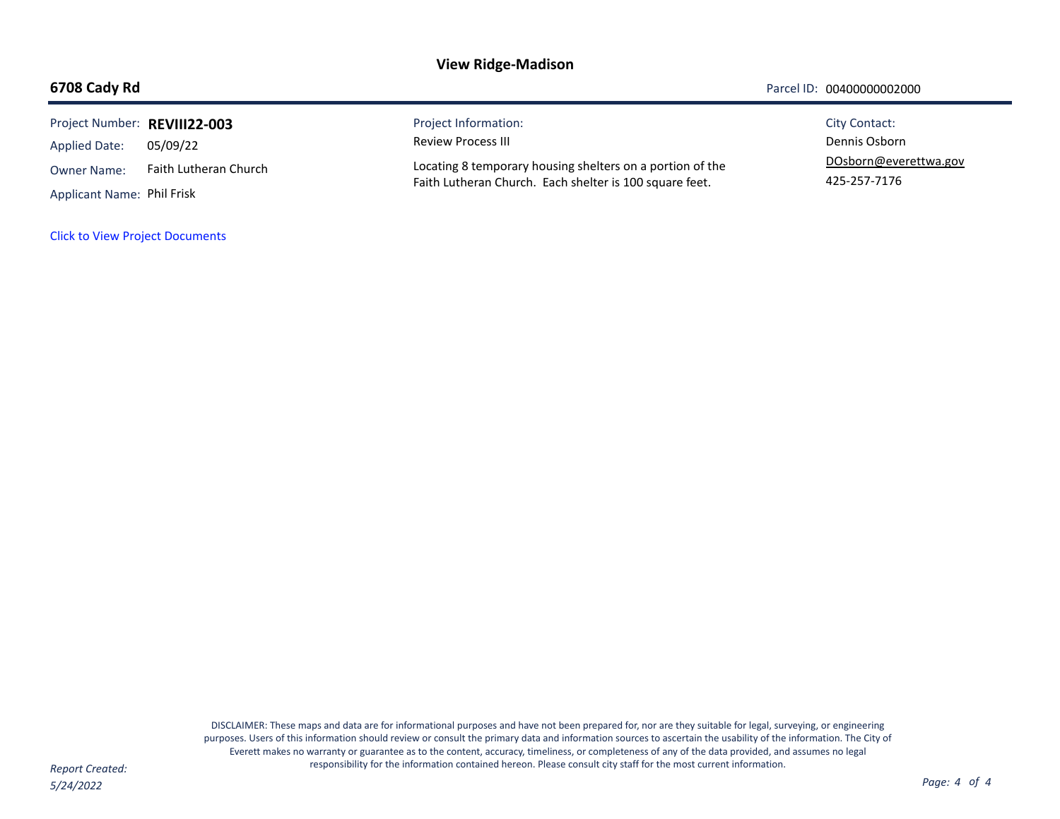## View Ridge-Madison

**6708 Cady Rd**

Parcel ID: 00400000002000

Project Number: **REVIII22-003**

Applied Date: 05/09/22

Owner Name: Faith Lutheran Church

Applicant Name: Phil Frisk

Project Information:

Review Process III

Locating 8 temporary housing shelters on a portion of the Faith Lutheran Church. Each shelter is 100 square feet.

City Contact:

Dennis Osborn

DOsborn@everettwa.gov

425-257-7176

Click to View Project Documents

DISCLAIMER: These maps and data are for informational purposes and have not been prepared for, nor are they suitable for legal, surveying, or engineering purposes. Users of this information should review or consult the primary data and information sources to ascertain the usability of the information. The City of Everett makes no warranty or guarantee as to the content, accuracy, timeliness, or completeness of any of the data provided, and assumes no legal responsibility for the information contained hereon. Please consult city staff for the most current information.

*Report Created: 5/24/2022*